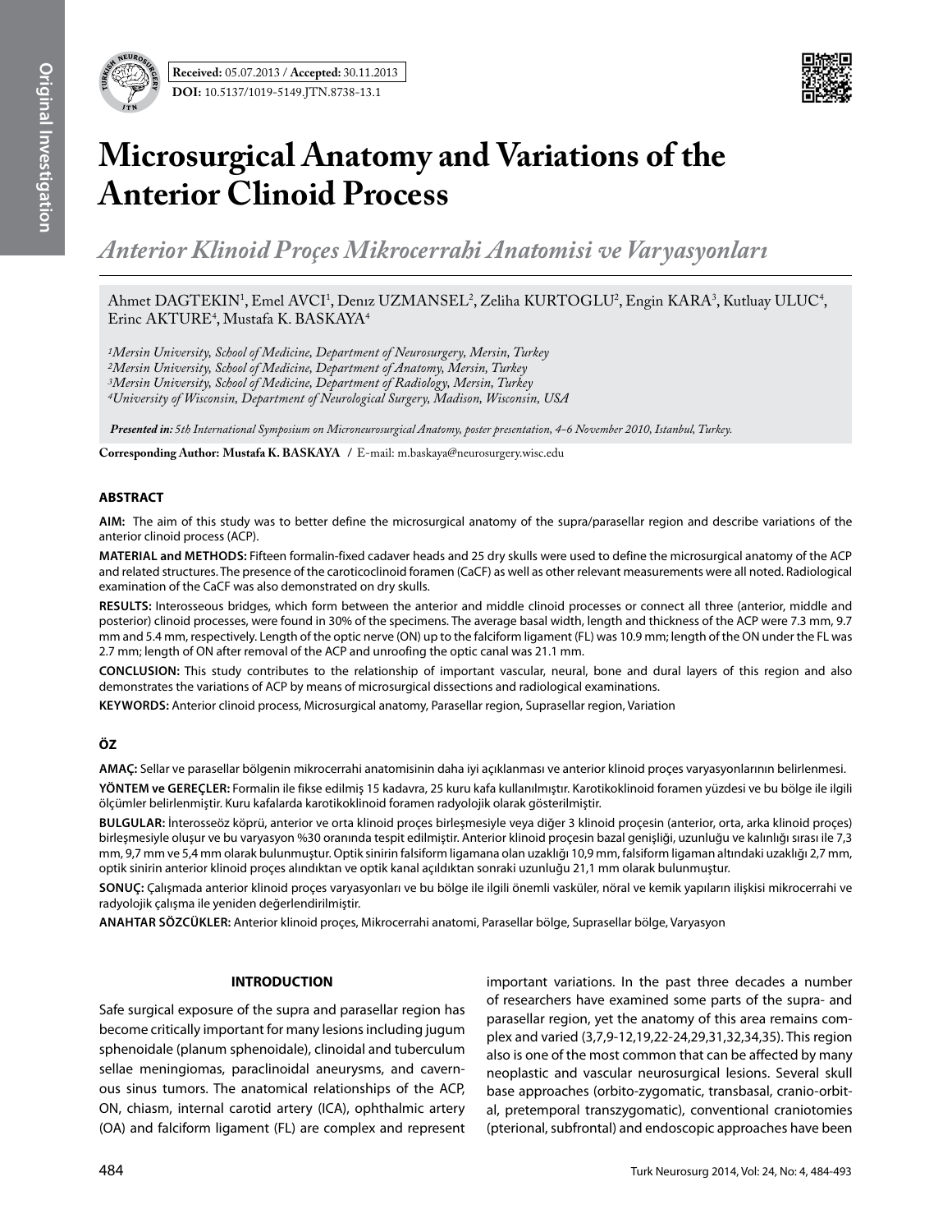**Received:** 05.07.2013 / **Accepted:** 30.11.2013

**DOI:** 10.5137/1019-5149.JTN.8738-13.1

# Microsurgical Anatomy and Variations of the Anterior Clinoid Process

## *Anterior Klinoid Proçes Mikrocerrahi Anatomisi ve Varyasyonları*

Ahmet DAGTEKIN[1], Emel AVCI[1], Denız UZMANSEL[2], Zeliha KURTOGLU[2], Engin KARA[3], Kutluay ULUC[4], Erinc AKTURE[4], Mustafa K. BASKAYA[4]

*[1]Mersin University, School of Medicine, Department of Neurosurgery, Mersin, Turkey*
*[2]Mersin University, School of Medicine, Department of Anatomy, Mersin, Turkey*
*[3]Mersin University, School of Medicine, Department of Radiology, Mersin, Turkey*
*[4]University of Wisconsin, Department of Neurological Surgery, Madison, Wisconsin, USA*

***Presented in:** 5th International Symposium on Microneurosurgical Anatomy, poster presentation, 4-6 November 2010, Istanbul, Turkey.*

**Corresponding Author: Mustafa K. BASKAYA** / E-mail: m.baskaya@neurosurgery.wisc.edu

### ABSTRACT

**AIM:** The aim of this study was to better define the microsurgical anatomy of the supra/parasellar region and describe variations of the anterior clinoid process (ACP).

**MATERIAL and METHODS:** Fifteen formalin-fixed cadaver heads and 25 dry skulls were used to define the microsurgical anatomy of the ACP and related structures. The presence of the caroticoclinoid foramen (CaCF) as well as other relevant measurements were all noted. Radiological examination of the CaCF was also demonstrated on dry skulls.

**RESULTS:** Interosseous bridges, which form between the anterior and middle clinoid processes or connect all three (anterior, middle and posterior) clinoid processes, were found in 30% of the specimens. The average basal width, length and thickness of the ACP were 7.3 mm, 9.7 mm and 5.4 mm, respectively. Length of the optic nerve (ON) up to the falciform ligament (FL) was 10.9 mm; length of the ON under the FL was 2.7 mm; length of ON after removal of the ACP and unroofing the optic canal was 21.1 mm.

**CONCLUSION:** This study contributes to the relationship of important vascular, neural, bone and dural layers of this region and also demonstrates the variations of ACP by means of microsurgical dissections and radiological examinations.

**KEYWORDS:** Anterior clinoid process, Microsurgical anatomy, Parasellar region, Suprasellar region, Variation

### ÖZ

**AMAÇ:** Sellar ve parasellar bölgenin mikrocerrahi anatomisinin daha iyi açıklanması ve anterior klinoid proçes varyasyonlarının belirlenmesi.

**YÖNTEM ve GEREÇLER:** Formalin ile fikse edilmiş 15 kadavra, 25 kuru kafa kullanılmıştır. Karotikoklinoid foramen yüzdesi ve bu bölge ile ilgili ölçümler belirlenmiştir. Kuru kafalarda karotikoklinoid foramen radyolojik olarak gösterilmiştir.

**BULGULAR:** İnterosseöz köprü, anterior ve orta klinoid proçes birleşmesiyle veya diğer 3 klinoid proçesin (anterior, orta, arka klinoid proçes) birleşmesiyle oluşur ve bu varyasyon %30 oranında tespit edilmiştir. Anterior klinoid proçesin bazal genişliği, uzunluğu ve kalınlığı sırası ile 7,3 mm, 9,7 mm ve 5,4 mm olarak bulunmuştur. Optik sinirin falsiform ligamana olan uzaklığı 10,9 mm, falsiform ligaman altındaki uzaklığı 2,7 mm, optik sinirin anterior klinoid proçes alındıktan ve optik kanal açıldıktan sonraki uzunluğu 21,1 mm olarak bulunmuştur.

**SONUÇ:** Çalışmada anterior klinoid proçes varyasyonları ve bu bölge ile ilgili önemli vasküler, nöral ve kemik yapıların ilişkisi mikrocerrahi ve radyolojik çalışma ile yeniden değerlendirilmiştir.

**ANAHTAR SÖZCÜKLER:** Anterior klinoid proçes, Mikrocerrahi anatomi, Parasellar bölge, Suprasellar bölge, Varyasyon

### INTRODUCTION

Safe surgical exposure of the supra and parasellar region has become critically important for many lesions including jugum sphenoidale (planum sphenoidale), clinoidal and tuberculum sellae meningiomas, paraclinoidal aneurysms, and cavernous sinus tumors. The anatomical relationships of the ACP, ON, chiasm, internal carotid artery (ICA), ophthalmic artery (OA) and falciform ligament (FL) are complex and represent important variations. In the past three decades a number of researchers have examined some parts of the supra- and parasellar region, yet the anatomy of this area remains complex and varied (3,7,9-12,19,22-24,29,31,32,34,35). This region also is one of the most common that can be affected by many neoplastic and vascular neurosurgical lesions. Several skull base approaches (orbito-zygomatic, transbasal, cranio-orbital, pretemporal transzygomatic), conventional craniotomies (pterional, subfrontal) and endoscopic approaches have been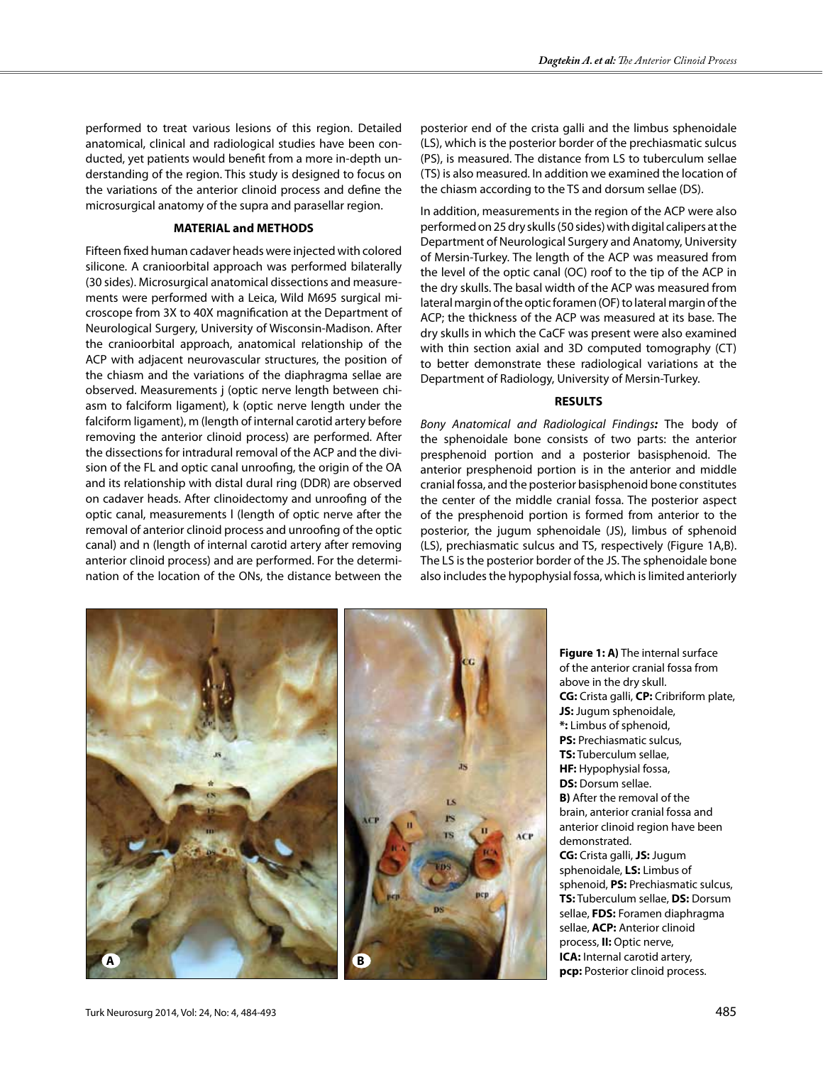performed to treat various lesions of this region. Detailed anatomical, clinical and radiological studies have been conducted, yet patients would benefit from a more in-depth understanding of the region. This study is designed to focus on the variations of the anterior clinoid process and define the microsurgical anatomy of the supra and parasellar region.

## MATERIAL and METHODS

Fifteen fixed human cadaver heads were injected with colored silicone. A cranioorbital approach was performed bilaterally (30 sides). Microsurgical anatomical dissections and measurements were performed with a Leica, Wild M695 surgical microscope from 3X to 40X magnification at the Department of Neurological Surgery, University of Wisconsin-Madison. After the cranioorbital approach, anatomical relationship of the ACP with adjacent neurovascular structures, the position of the chiasm and the variations of the diaphragma sellae are observed. Measurements j (optic nerve length between chiasm to falciform ligament), k (optic nerve length under the falciform ligament), m (length of internal carotid artery before removing the anterior clinoid process) are performed. After the dissections for intradural removal of the ACP and the division of the FL and optic canal unroofing, the origin of the OA and its relationship with distal dural ring (DDR) are observed on cadaver heads. After clinoidectomy and unroofing of the optic canal, measurements l (length of optic nerve after the removal of anterior clinoid process and unroofing of the optic canal) and n (length of internal carotid artery after removing anterior clinoid process) and are performed. For the determination of the location of the ONs, the distance between the posterior end of the crista galli and the limbus sphenoidale (LS), which is the posterior border of the prechiasmatic sulcus (PS), is measured. The distance from LS to tuberculum sellae (TS) is also measured. In addition we examined the location of the chiasm according to the TS and dorsum sellae (DS).

In addition, measurements in the region of the ACP were also performed on 25 dry skulls (50 sides) with digital calipers at the Department of Neurological Surgery and Anatomy, University of Mersin-Turkey. The length of the ACP was measured from the level of the optic canal (OC) roof to the tip of the ACP in the dry skulls. The basal width of the ACP was measured from lateral margin of the optic foramen (OF) to lateral margin of the ACP; the thickness of the ACP was measured at its base. The dry skulls in which the CaCF was present were also examined with thin section axial and 3D computed tomography (CT) to better demonstrate these radiological variations at the Department of Radiology, University of Mersin-Turkey.

## RESULTS

***Bony Anatomical and Radiological Findings:*** The body of the sphenoidale bone consists of two parts: the anterior presphenoid portion and a posterior basisphenoid. The anterior presphenoid portion is in the anterior and middle cranial fossa, and the posterior basisphenoid bone constitutes the center of the middle cranial fossa. The posterior aspect of the presphenoid portion is formed from anterior to the posterior, the jugum sphenoidale (JS), limbus of sphenoid (LS), prechiasmatic sulcus and TS, respectively (Figure 1A,B). The LS is the posterior border of the JS. The sphenoidale bone also includes the hypophysial fossa, which is limited anteriorly

**Figure 1: A)** The internal surface of the anterior cranial fossa from above in the dry skull. **CG:** Crista galli, **CP:** Cribriform plate, **JS:** Jugum sphenoidale, **\*:** Limbus of sphenoid, **PS:** Prechiasmatic sulcus, **TS:** Tuberculum sellae, **HF:** Hypophysial fossa, **DS:** Dorsum sellae. **B)** After the removal of the brain, anterior cranial fossa and anterior clinoid region have been demonstrated. **CG:** Crista galli, **JS:** Jugum sphenoidale, **LS:** Limbus of sphenoid, **PS:** Prechiasmatic sulcus, **TS:** Tuberculum sellae, **DS:** Dorsum sellae, **FDS:** Foramen diaphragma sellae, **ACP:** Anterior clinoid process, **II:** Optic nerve, **ICA:** Internal carotid artery, **pcp:** Posterior clinoid process.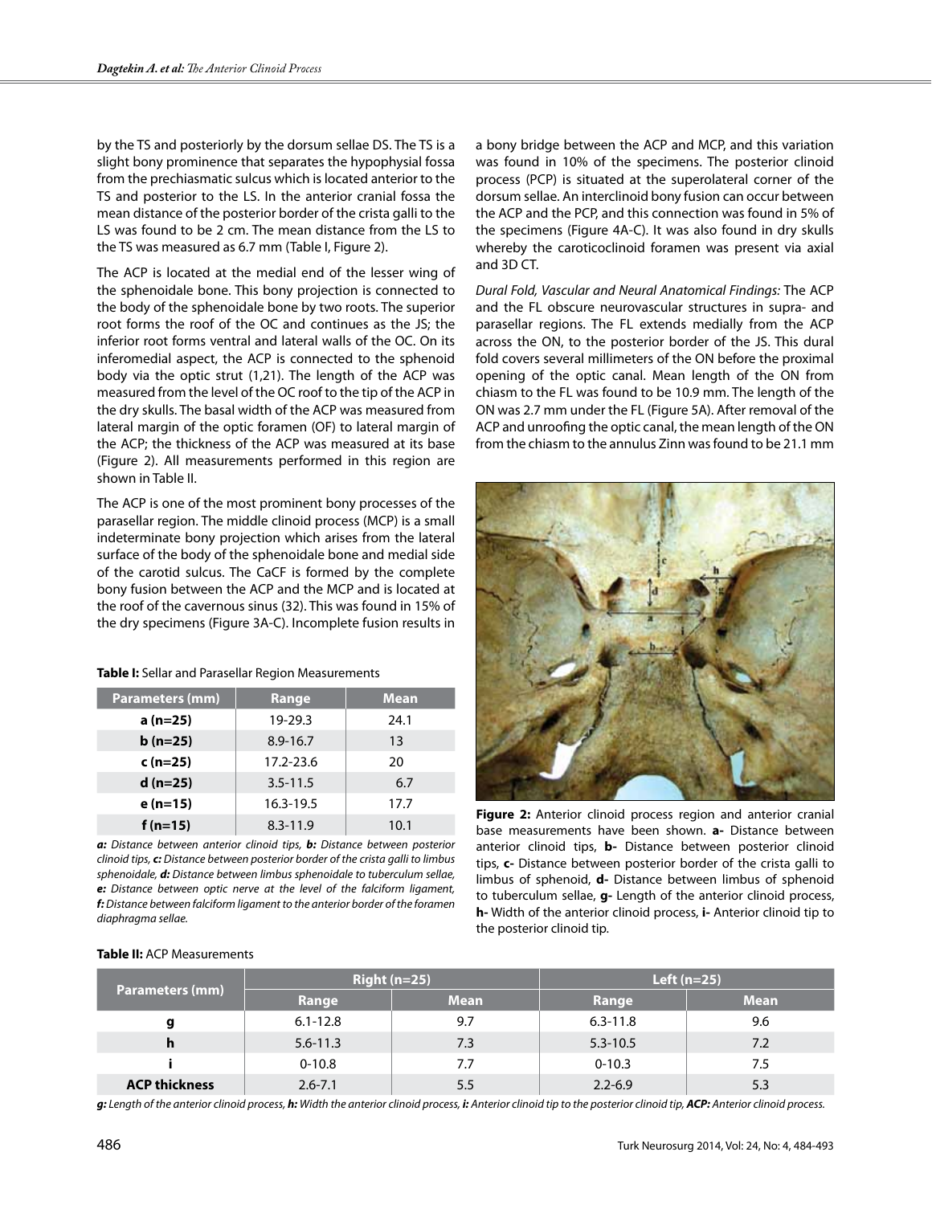by the TS and posteriorly by the dorsum sellae DS. The TS is a slight bony prominence that separates the hypophysial fossa from the prechiasmatic sulcus which is located anterior to the TS and posterior to the LS. In the anterior cranial fossa the mean distance of the posterior border of the crista galli to the LS was found to be 2 cm. The mean distance from the LS to the TS was measured as 6.7 mm (Table I, Figure 2).

The ACP is located at the medial end of the lesser wing of the sphenoidale bone. This bony projection is connected to the body of the sphenoidale bone by two roots. The superior root forms the roof of the OC and continues as the JS; the inferior root forms ventral and lateral walls of the OC. On its inferomedial aspect, the ACP is connected to the sphenoid body via the optic strut (1,21). The length of the ACP was measured from the level of the OC roof to the tip of the ACP in the dry skulls. The basal width of the ACP was measured from lateral margin of the optic foramen (OF) to lateral margin of the ACP; the thickness of the ACP was measured at its base (Figure 2). All measurements performed in this region are shown in Table II.

The ACP is one of the most prominent bony processes of the parasellar region. The middle clinoid process (MCP) is a small indeterminate bony projection which arises from the lateral surface of the body of the sphenoidale bone and medial side of the carotid sulcus. The CaCF is formed by the complete bony fusion between the ACP and the MCP and is located at the roof of the cavernous sinus (32). This was found in 15% of the dry specimens (Figure 3A-C). Incomplete fusion results in a bony bridge between the ACP and MCP, and this variation was found in 10% of the specimens. The posterior clinoid process (PCP) is situated at the superolateral corner of the dorsum sellae. An interclinoid bony fusion can occur between the ACP and the PCP, and this connection was found in 5% of the specimens (Figure 4A-C). It was also found in dry skulls whereby the caroticoclinoid foramen was present via axial and 3D CT.

*Dural Fold, Vascular and Neural Anatomical Findings:* The ACP and the FL obscure neurovascular structures in supra- and parasellar regions. The FL extends medially from the ACP across the ON, to the posterior border of the JS. This dural fold covers several millimeters of the ON before the proximal opening of the optic canal. Mean length of the ON from chiasm to the FL was found to be 10.9 mm. The length of the ON was 2.7 mm under the FL (Figure 5A). After removal of the ACP and unroofing the optic canal, the mean length of the ON from the chiasm to the annulus Zinn was found to be 21.1 mm

**Table I:** Sellar and Parasellar Region Measurements

| Parameters (mm) | Range | Mean |
|---|---|---|
| **a (n=25)** | 19-29.3 | 24.1 |
| **b (n=25)** | 8.9-16.7 | 13 |
| **c (n=25)** | 17.2-23.6 | 20 |
| **d (n=25)** | 3.5-11.5 | 6.7 |
| **e (n=15)** | 16.3-19.5 | 17.7 |
| **f (n=15)** | 8.3-11.9 | 10.1 |

***a:*** *Distance between anterior clinoid tips,* ***b:*** *Distance between posterior clinoid tips,* ***c:*** *Distance between posterior border of the crista galli to limbus sphenoidale,* ***d:*** *Distance between limbus sphenoidale to tuberculum sellae,* ***e:*** *Distance between optic nerve at the level of the falciform ligament,* ***f:*** *Distance between falciform ligament to the anterior border of the foramen diaphragma sellae.*

**Figure 2:** Anterior clinoid process region and anterior cranial base measurements have been shown. **a-** Distance between anterior clinoid tips, **b-** Distance between posterior clinoid tips, **c-** Distance between posterior border of the crista galli to limbus of sphenoid, **d-** Distance between limbus of sphenoid to tuberculum sellae, **g-** Length of the anterior clinoid process, **h-** Width of the anterior clinoid process, **i-** Anterior clinoid tip to the posterior clinoid tip.

**Table II:** ACP Measurements

| Parameters (mm) | Right (n=25) | | Left (n=25) | |
|---|---|---|---|---|
| | Range | Mean | Range | Mean |
| **g** | 6.1-12.8 | 9.7 | 6.3-11.8 | 9.6 |
| **h** | 5.6-11.3 | 7.3 | 5.3-10.5 | 7.2 |
| **i** | 0-10.8 | 7.7 | 0-10.3 | 7.5 |
| **ACP thickness** | 2.6-7.1 | 5.5 | 2.2-6.9 | 5.3 |

***g:*** *Length of the anterior clinoid process,* ***h:*** *Width the anterior clinoid process,* ***i:*** *Anterior clinoid tip to the posterior clinoid tip,* ***ACP:*** *Anterior clinoid process.*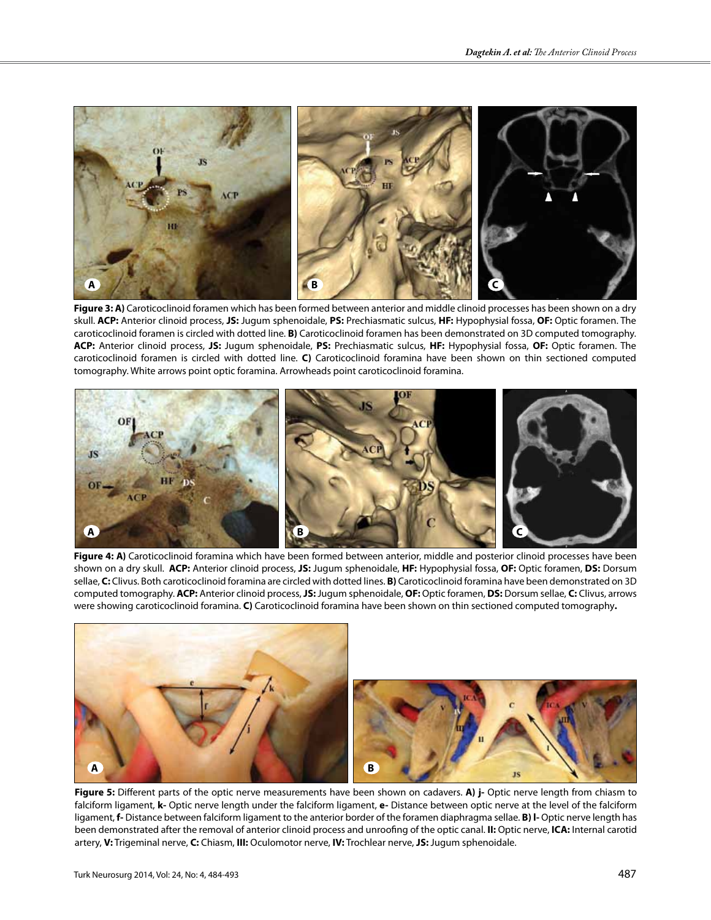**Figure 3: A)** Caroticoclinoid foramen which has been formed between anterior and middle clinoid processes has been shown on a dry skull. **ACP:** Anterior clinoid process, **JS:** Jugum sphenoidale, **PS:** Prechiasmatic sulcus, **HF:** Hypophysial fossa, **OF:** Optic foramen. The caroticoclinoid foramen is circled with dotted line. **B)** Caroticoclinoid foramen has been demonstrated on 3D computed tomography. **ACP:** Anterior clinoid process, **JS:** Jugum sphenoidale, **PS:** Prechiasmatic sulcus, **HF:** Hypophysial fossa, **OF:** Optic foramen. The caroticoclinoid foramen is circled with dotted line. **C)** Caroticoclinoid foramina have been shown on thin sectioned computed tomography. White arrows point optic foramina. Arrowheads point caroticoclinoid foramina.

**Figure 4: A)** Caroticoclinoid foramina which have been formed between anterior, middle and posterior clinoid processes have been shown on a dry skull. **ACP:** Anterior clinoid process, **JS:** Jugum sphenoidale, **HF:** Hypophysial fossa, **OF:** Optic foramen, **DS:** Dorsum sellae, **C:** Clivus. Both caroticoclinoid foramina are circled with dotted lines. **B)** Caroticoclinoid foramina have been demonstrated on 3D computed tomography. **ACP:** Anterior clinoid process, **JS:** Jugum sphenoidale, **OF:** Optic foramen, **DS:** Dorsum sellae, **C:** Clivus, arrows were showing caroticoclinoid foramina. **C)** Caroticoclinoid foramina have been shown on thin sectioned computed tomography**.**

**Figure 5:** Different parts of the optic nerve measurements have been shown on cadavers. **A) j-** Optic nerve length from chiasm to falciform ligament, **k-** Optic nerve length under the falciform ligament, **e-** Distance between optic nerve at the level of the falciform ligament, **f-** Distance between falciform ligament to the anterior border of the foramen diaphragma sellae. **B) l-** Optic nerve length has been demonstrated after the removal of anterior clinoid process and unroofing of the optic canal. **II:** Optic nerve, **ICA:** Internal carotid artery, **V:** Trigeminal nerve, **C:** Chiasm, **III:** Oculomotor nerve, **IV:** Trochlear nerve, **JS:** Jugum sphenoidale.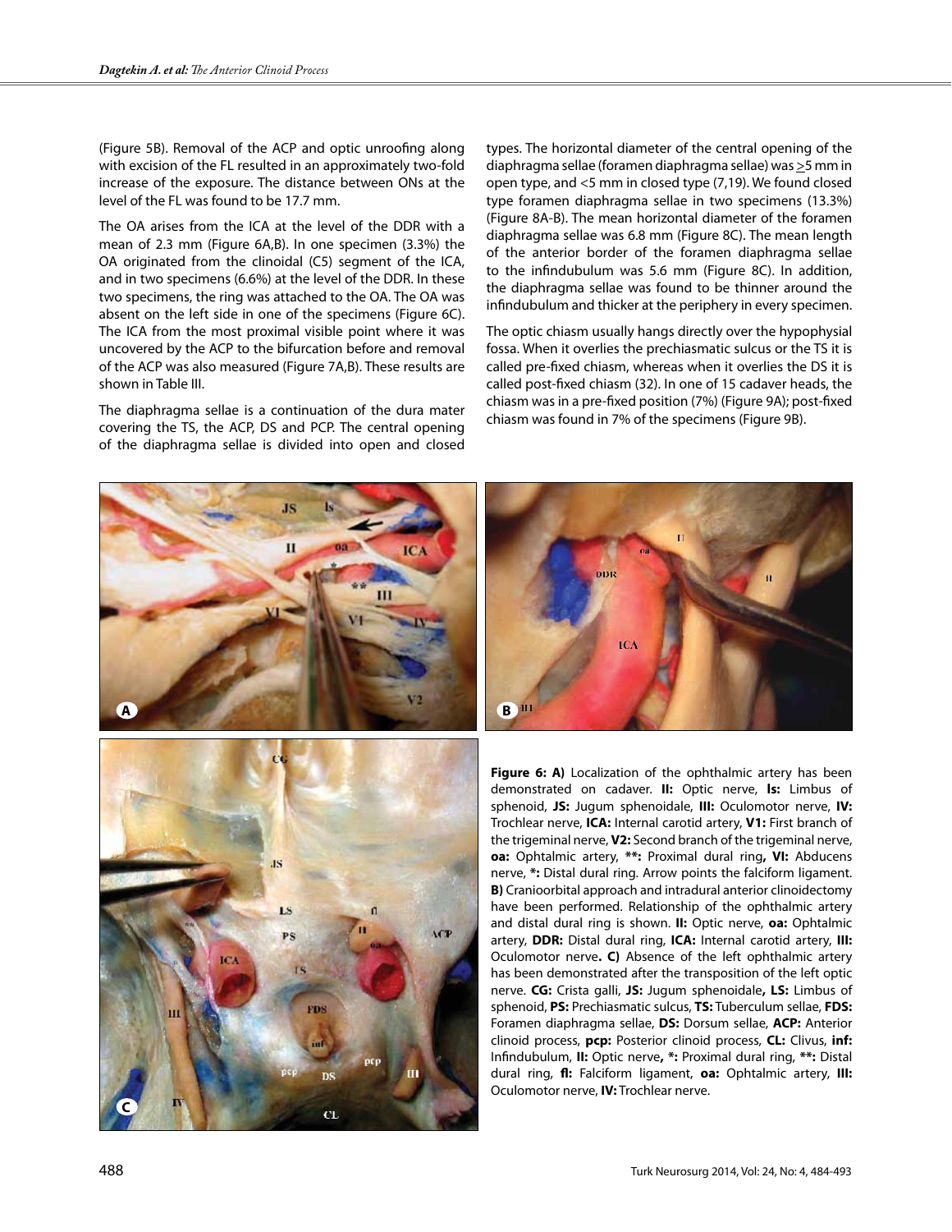(Figure 5B). Removal of the ACP and optic unroofing along with excision of the FL resulted in an approximately two-fold increase of the exposure. The distance between ONs at the level of the FL was found to be 17.7 mm.

The OA arises from the ICA at the level of the DDR with a mean of 2.3 mm (Figure 6A,B). In one specimen (3.3%) the OA originated from the clinoidal (C5) segment of the ICA, and in two specimens (6.6%) at the level of the DDR. In these two specimens, the ring was attached to the OA. The OA was absent on the left side in one of the specimens (Figure 6C). The ICA from the most proximal visible point where it was uncovered by the ACP to the bifurcation before and removal of the ACP was also measured (Figure 7A,B). These results are shown in Table III.

The diaphragma sellae is a continuation of the dura mater covering the TS, the ACP, DS and PCP. The central opening of the diaphragma sellae is divided into open and closed types. The horizontal diameter of the central opening of the diaphragma sellae (foramen diaphragma sellae) was ≥5 mm in open type, and <5 mm in closed type (7,19). We found closed type foramen diaphragma sellae in two specimens (13.3%) (Figure 8A-B). The mean horizontal diameter of the foramen diaphragma sellae was 6.8 mm (Figure 8C). The mean length of the anterior border of the foramen diaphragma sellae to the infindubulum was 5.6 mm (Figure 8C). In addition, the diaphragma sellae was found to be thinner around the infindubulum and thicker at the periphery in every specimen.

The optic chiasm usually hangs directly over the hypophysial fossa. When it overlies the prechiasmatic sulcus or the TS it is called pre-fixed chiasm, whereas when it overlies the DS it is called post-fixed chiasm (32). In one of 15 cadaver heads, the chiasm was in a pre-fixed position (7%) (Figure 9A); post-fixed chiasm was found in 7% of the specimens (Figure 9B).

**Figure 6: A)** Localization of the ophthalmic artery has been demonstrated on cadaver. **II:** Optic nerve, **ls:** Limbus of sphenoid, **JS:** Jugum sphenoidale, **III:** Oculomotor nerve, **IV:** Trochlear nerve, **ICA:** Internal carotid artery, **V1:** First branch of the trigeminal nerve, **V2:** Second branch of the trigeminal nerve, **oa:** Ophtalmic artery, **\*\*:** Proximal dural ring**, VI:** Abducens nerve, **\*:** Distal dural ring. Arrow points the falciform ligament. **B)** Cranioorbital approach and intradural anterior clinoidectomy have been performed. Relationship of the ophthalmic artery and distal dural ring is shown. **II:** Optic nerve, **oa:** Ophtalmic artery, **DDR:** Distal dural ring, **ICA:** Internal carotid artery, **III:** Oculomotor nerve**. C)** Absence of the left ophthalmic artery has been demonstrated after the transposition of the left optic nerve. **CG:** Crista galli, **JS:** Jugum sphenoidale**, LS:** Limbus of sphenoid, **PS:** Prechiasmatic sulcus, **TS:** Tuberculum sellae, **FDS:** Foramen diaphragma sellae, **DS:** Dorsum sellae, **ACP:** Anterior clinoid process, **pcp:** Posterior clinoid process, **CL:** Clivus, **inf:** Infindubulum, **II:** Optic nerve**, \*:** Proximal dural ring, **\*\*:** Distal dural ring, **fl:** Falciform ligament, **oa:** Ophtalmic artery, **III:** Oculomotor nerve, **IV:** Trochlear nerve.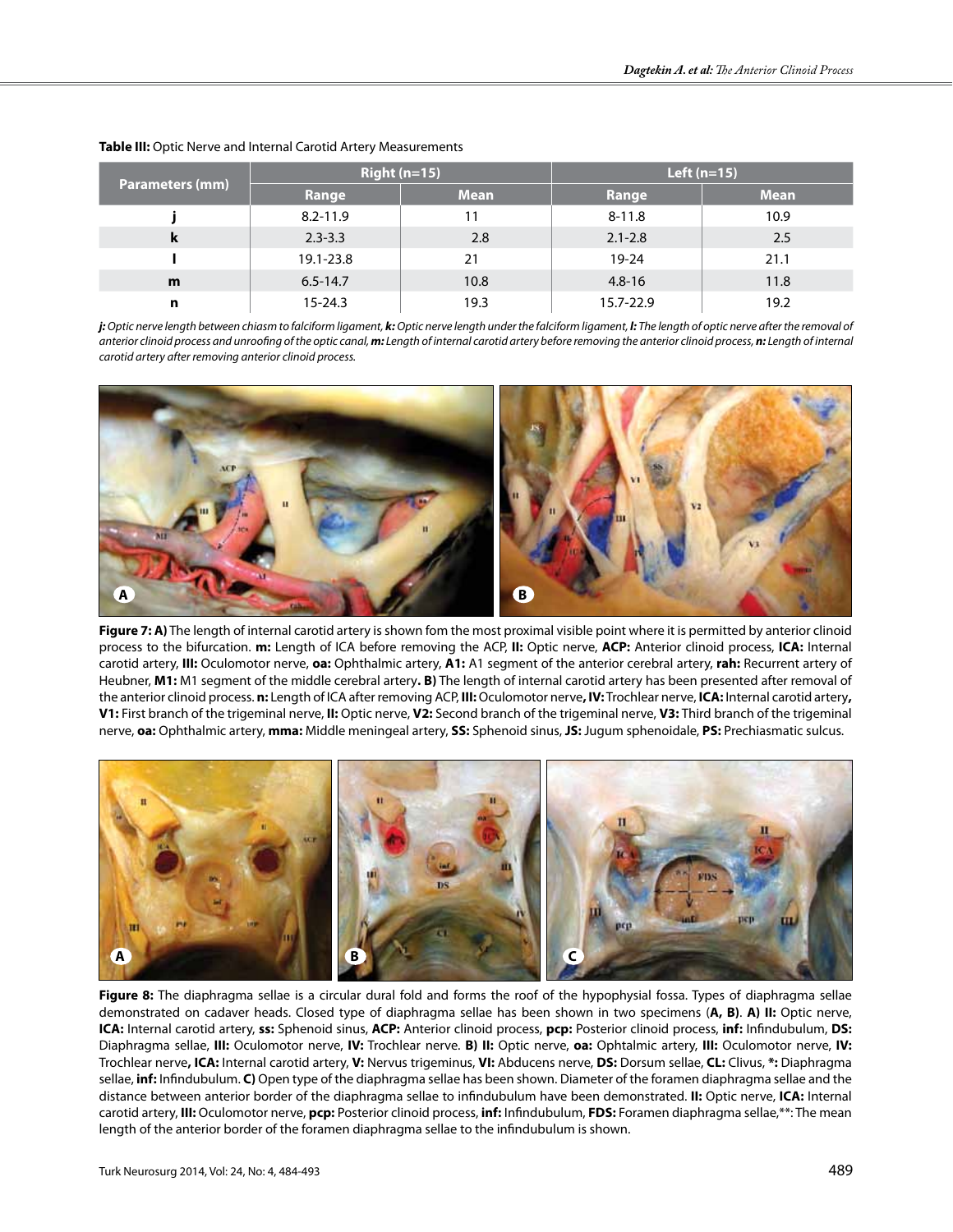**Table III:** Optic Nerve and Internal Carotid Artery Measurements

| Parameters (mm) | Right (n=15) | | Left (n=15) | |
|---|---|---|---|---|
| | Range | Mean | Range | Mean |
| j | 8.2-11.9 | 11 | 8-11.8 | 10.9 |
| k | 2.3-3.3 | 2.8 | 2.1-2.8 | 2.5 |
| l | 19.1-23.8 | 21 | 19-24 | 21.1 |
| m | 6.5-14.7 | 10.8 | 4.8-16 | 11.8 |
| n | 15-24.3 | 19.3 | 15.7-22.9 | 19.2 |

*__j:__ Optic nerve length between chiasm to falciform ligament, __k:__ Optic nerve length under the falciform ligament, __l:__ The length of optic nerve after the removal of anterior clinoid process and unroofing of the optic canal, __m:__ Length of internal carotid artery before removing the anterior clinoid process, __n:__ Length of internal carotid artery after removing anterior clinoid process.*

**Figure 7: A)** The length of internal carotid artery is shown fom the most proximal visible point where it is permitted by anterior clinoid process to the bifurcation. **m:** Length of ICA before removing the ACP, **II:** Optic nerve, **ACP:** Anterior clinoid process, **ICA:** Internal carotid artery, **III:** Oculomotor nerve, **oa:** Ophthalmic artery, **A1:** A1 segment of the anterior cerebral artery, **rah:** Recurrent artery of Heubner, **M1:** M1 segment of the middle cerebral artery**. B)** The length of internal carotid artery has been presented after removal of the anterior clinoid process. **n:** Length of ICA after removing ACP, **III:** Oculomotor nerve**, IV:** Trochlear nerve, **ICA:** Internal carotid artery**, V1:** First branch of the trigeminal nerve, **II:** Optic nerve, **V2:** Second branch of the trigeminal nerve, **V3:** Third branch of the trigeminal nerve, **oa:** Ophthalmic artery, **mma:** Middle meningeal artery, **SS:** Sphenoid sinus, **JS:** Jugum sphenoidale, **PS:** Prechiasmatic sulcus.

**Figure 8:** The diaphragma sellae is a circular dural fold and forms the roof of the hypophysial fossa. Types of diaphragma sellae demonstrated on cadaver heads. Closed type of diaphragma sellae has been shown in two specimens (**A, B**). **A) II:** Optic nerve, **ICA:** Internal carotid artery, **ss:** Sphenoid sinus, **ACP:** Anterior clinoid process, **pcp:** Posterior clinoid process, **inf:** Infindubulum, **DS:** Diaphragma sellae, **III:** Oculomotor nerve, **IV:** Trochlear nerve. **B) II:** Optic nerve, **oa:** Ophtalmic artery, **III:** Oculomotor nerve, **IV:** Trochlear nerve, **ICA:** Internal carotid artery, **V:** Nervus trigeminus, **VI:** Abducens nerve, **DS:** Dorsum sellae, **CL:** Clivus, *****: Diaphragma sellae, **inf:** Infindubulum. **C)** Open type of the diaphragma sellae has been shown. Diameter of the foramen diaphragma sellae and the distance between anterior border of the diaphragma sellae to infindubulum have been demonstrated. **II:** Optic nerve, **ICA:** Internal carotid artery, **III:** Oculomotor nerve, **pcp:** Posterior clinoid process, **inf:** Infindubulum, **FDS:** Foramen diaphragma sellae,**: The mean length of the anterior border of the foramen diaphragma sellae to the infindubulum is shown.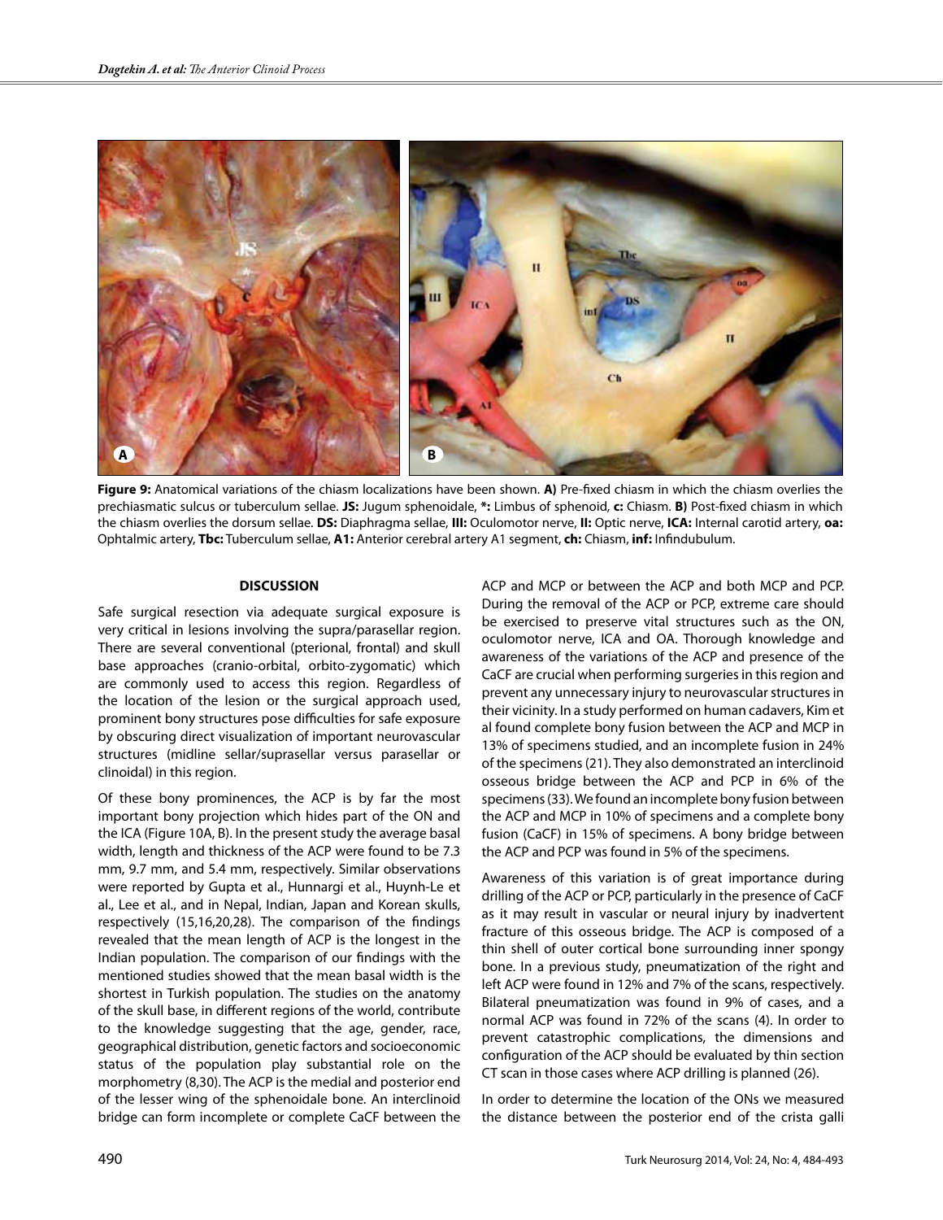**Figure 9:** Anatomical variations of the chiasm localizations have been shown. **A)** Pre-fixed chiasm in which the chiasm overlies the prechiasmatic sulcus or tuberculum sellae. **JS:** Jugum sphenoidale, ***:** Limbus of sphenoid, **c:** Chiasm. **B)** Post-fixed chiasm in which the chiasm overlies the dorsum sellae. **DS:** Diaphragma sellae, **III:** Oculomotor nerve, **II:** Optic nerve, **ICA:** Internal carotid artery, **oa:** Ophtalmic artery, **Tbc:** Tuberculum sellae, **A1:** Anterior cerebral artery A1 segment, **ch:** Chiasm, **inf:** Infindubulum.

## DISCUSSION

Safe surgical resection via adequate surgical exposure is very critical in lesions involving the supra/parasellar region. There are several conventional (pterional, frontal) and skull base approaches (cranio-orbital, orbito-zygomatic) which are commonly used to access this region. Regardless of the location of the lesion or the surgical approach used, prominent bony structures pose difficulties for safe exposure by obscuring direct visualization of important neurovascular structures (midline sellar/suprasellar versus parasellar or clinoidal) in this region.

Of these bony prominences, the ACP is by far the most important bony projection which hides part of the ON and the ICA (Figure 10A, B). In the present study the average basal width, length and thickness of the ACP were found to be 7.3 mm, 9.7 mm, and 5.4 mm, respectively. Similar observations were reported by Gupta et al., Hunnargi et al., Huynh-Le et al., Lee et al., and in Nepal, Indian, Japan and Korean skulls, respectively (15,16,20,28). The comparison of the findings revealed that the mean length of ACP is the longest in the Indian population. The comparison of our findings with the mentioned studies showed that the mean basal width is the shortest in Turkish population. The studies on the anatomy of the skull base, in different regions of the world, contribute to the knowledge suggesting that the age, gender, race, geographical distribution, genetic factors and socioeconomic status of the population play substantial role on the morphometry (8,30). The ACP is the medial and posterior end of the lesser wing of the sphenoidale bone. An interclinoid bridge can form incomplete or complete CaCF between the ACP and MCP or between the ACP and both MCP and PCP. During the removal of the ACP or PCP, extreme care should be exercised to preserve vital structures such as the ON, oculomotor nerve, ICA and OA. Thorough knowledge and awareness of the variations of the ACP and presence of the CaCF are crucial when performing surgeries in this region and prevent any unnecessary injury to neurovascular structures in their vicinity. In a study performed on human cadavers, Kim et al found complete bony fusion between the ACP and MCP in 13% of specimens studied, and an incomplete fusion in 24% of the specimens (21). They also demonstrated an interclinoid osseous bridge between the ACP and PCP in 6% of the specimens (33). We found an incomplete bony fusion between the ACP and MCP in 10% of specimens and a complete bony fusion (CaCF) in 15% of specimens. A bony bridge between the ACP and PCP was found in 5% of the specimens.

Awareness of this variation is of great importance during drilling of the ACP or PCP, particularly in the presence of CaCF as it may result in vascular or neural injury by inadvertent fracture of this osseous bridge. The ACP is composed of a thin shell of outer cortical bone surrounding inner spongy bone. In a previous study, pneumatization of the right and left ACP were found in 12% and 7% of the scans, respectively. Bilateral pneumatization was found in 9% of cases, and a normal ACP was found in 72% of the scans (4). In order to prevent catastrophic complications, the dimensions and configuration of the ACP should be evaluated by thin section CT scan in those cases where ACP drilling is planned (26).

In order to determine the location of the ONs we measured the distance between the posterior end of the crista galli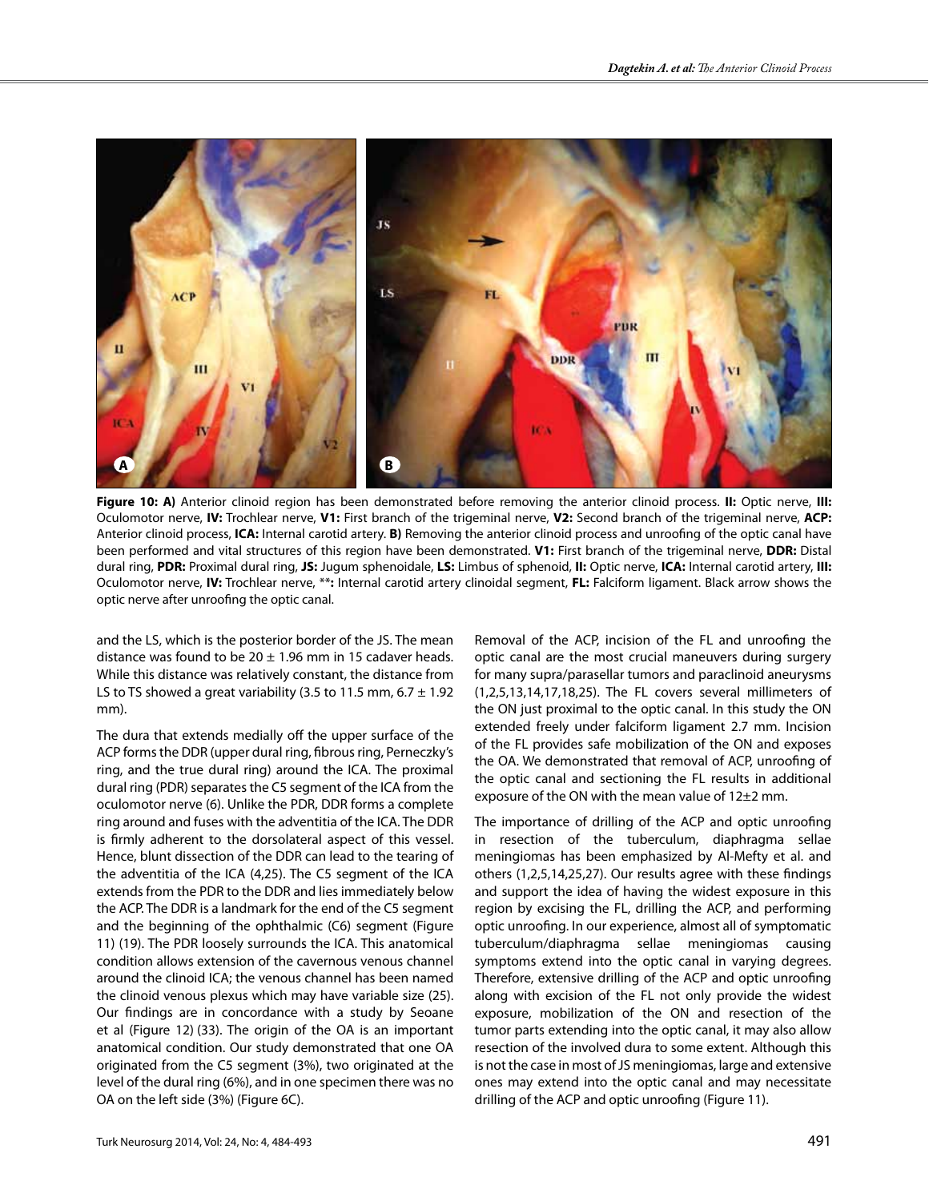**Figure 10: A)** Anterior clinoid region has been demonstrated before removing the anterior clinoid process. **II:** Optic nerve, **III:** Oculomotor nerve, **IV:** Trochlear nerve, **V1:** First branch of the trigeminal nerve, **V2:** Second branch of the trigeminal nerve, **ACP:** Anterior clinoid process, **ICA:** Internal carotid artery. **B)** Removing the anterior clinoid process and unroofing of the optic canal have been performed and vital structures of this region have been demonstrated. **V1:** First branch of the trigeminal nerve, **DDR:** Distal dural ring, **PDR:** Proximal dural ring, **JS:** Jugum sphenoidale, **LS:** Limbus of sphenoid, **II:** Optic nerve, **ICA:** Internal carotid artery, **III:** Oculomotor nerve, **IV:** Trochlear nerve, **\*\*:** Internal carotid artery clinoidal segment, **FL:** Falciform ligament. Black arrow shows the optic nerve after unroofing the optic canal.

and the LS, which is the posterior border of the JS. The mean distance was found to be 20 ± 1.96 mm in 15 cadaver heads. While this distance was relatively constant, the distance from LS to TS showed a great variability (3.5 to 11.5 mm, 6.7 ± 1.92 mm).

The dura that extends medially off the upper surface of the ACP forms the DDR (upper dural ring, fibrous ring, Perneczky's ring, and the true dural ring) around the ICA. The proximal dural ring (PDR) separates the C5 segment of the ICA from the oculomotor nerve (6). Unlike the PDR, DDR forms a complete ring around and fuses with the adventitia of the ICA. The DDR is firmly adherent to the dorsolateral aspect of this vessel. Hence, blunt dissection of the DDR can lead to the tearing of the adventitia of the ICA (4,25). The C5 segment of the ICA extends from the PDR to the DDR and lies immediately below the ACP. The DDR is a landmark for the end of the C5 segment and the beginning of the ophthalmic (C6) segment (Figure 11) (19). The PDR loosely surrounds the ICA. This anatomical condition allows extension of the cavernous venous channel around the clinoid ICA; the venous channel has been named the clinoid venous plexus which may have variable size (25). Our findings are in concordance with a study by Seoane et al (Figure 12) (33). The origin of the OA is an important anatomical condition. Our study demonstrated that one OA originated from the C5 segment (3%), two originated at the level of the dural ring (6%), and in one specimen there was no OA on the left side (3%) (Figure 6C).

Removal of the ACP, incision of the FL and unroofing the optic canal are the most crucial maneuvers during surgery for many supra/parasellar tumors and paraclinoid aneurysms (1,2,5,13,14,17,18,25). The FL covers several millimeters of the ON just proximal to the optic canal. In this study the ON extended freely under falciform ligament 2.7 mm. Incision of the FL provides safe mobilization of the ON and exposes the OA. We demonstrated that removal of ACP, unroofing of the optic canal and sectioning the FL results in additional exposure of the ON with the mean value of 12±2 mm.

The importance of drilling of the ACP and optic unroofing in resection of the tuberculum, diaphragma sellae meningiomas has been emphasized by Al-Mefty et al. and others (1,2,5,14,25,27). Our results agree with these findings and support the idea of having the widest exposure in this region by excising the FL, drilling the ACP, and performing optic unroofing. In our experience, almost all of symptomatic tuberculum/diaphragma sellae meningiomas causing symptoms extend into the optic canal in varying degrees. Therefore, extensive drilling of the ACP and optic unroofing along with excision of the FL not only provide the widest exposure, mobilization of the ON and resection of the tumor parts extending into the optic canal, it may also allow resection of the involved dura to some extent. Although this is not the case in most of JS meningiomas, large and extensive ones may extend into the optic canal and may necessitate drilling of the ACP and optic unroofing (Figure 11).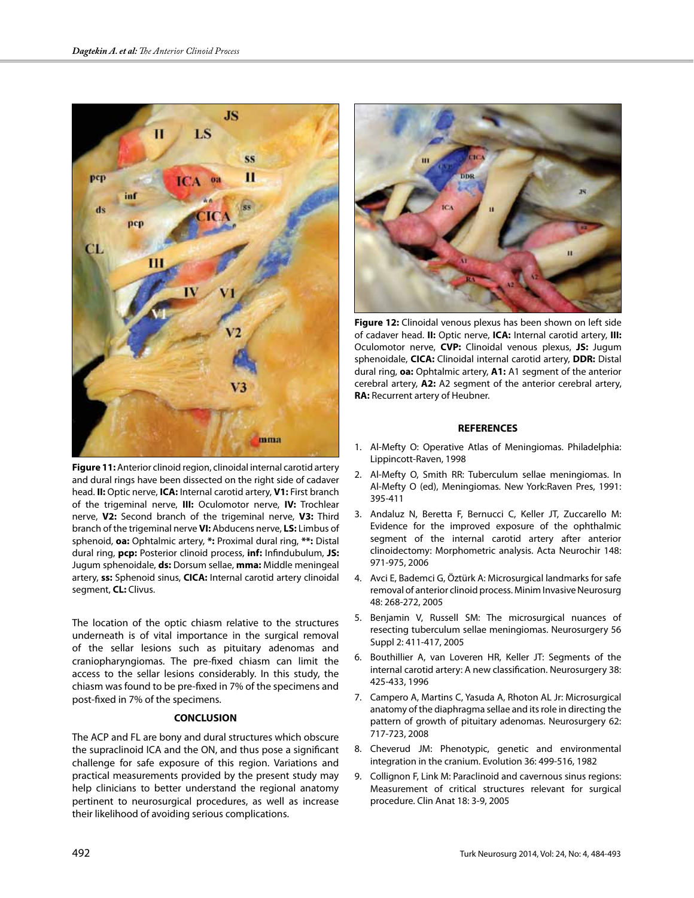**Figure 11:** Anterior clinoid region, clinoidal internal carotid artery and dural rings have been dissected on the right side of cadaver head. **II:** Optic nerve, **ICA:** Internal carotid artery, **V1:** First branch of the trigeminal nerve, **III:** Oculomotor nerve, **IV:** Trochlear nerve, **V2:** Second branch of the trigeminal nerve, **V3:** Third branch of the trigeminal nerve **VI:** Abducens nerve, **LS:** Limbus of sphenoid, **oa:** Ophtalmic artery, **\*:** Proximal dural ring, **\*\*:** Distal dural ring, **pcp:** Posterior clinoid process, **inf:** Infindubulum, **JS:** Jugum sphenoidale, **ds:** Dorsum sellae, **mma:** Middle meningeal artery, **ss:** Sphenoid sinus, **CICA:** Internal carotid artery clinoidal segment, **CL:** Clivus.

The location of the optic chiasm relative to the structures underneath is of vital importance in the surgical removal of the sellar lesions such as pituitary adenomas and craniopharyngiomas. The pre-fixed chiasm can limit the access to the sellar lesions considerably. In this study, the chiasm was found to be pre-fixed in 7% of the specimens and post-fixed in 7% of the specimens.

## CONCLUSION

The ACP and FL are bony and dural structures which obscure the supraclinoid ICA and the ON, and thus pose a significant challenge for safe exposure of this region. Variations and practical measurements provided by the present study may help clinicians to better understand the regional anatomy pertinent to neurosurgical procedures, as well as increase their likelihood of avoiding serious complications.

**Figure 12:** Clinoidal venous plexus has been shown on left side of cadaver head. **II:** Optic nerve, **ICA:** Internal carotid artery, **III:** Oculomotor nerve, **CVP:** Clinoidal venous plexus, **JS:** Jugum sphenoidale, **CICA:** Clinoidal internal carotid artery, **DDR:** Distal dural ring, **oa:** Ophtalmic artery, **A1:** A1 segment of the anterior cerebral artery, **A2:** A2 segment of the anterior cerebral artery, **RA:** Recurrent artery of Heubner.

## REFERENCES

1. Al-Mefty O: Operative Atlas of Meningiomas. Philadelphia: Lippincott-Raven, 1998
2. Al-Mefty O, Smith RR: Tuberculum sellae meningiomas. In Al-Mefty O (ed), Meningiomas. New York:Raven Pres, 1991: 395-411
3. Andaluz N, Beretta F, Bernucci C, Keller JT, Zuccarello M: Evidence for the improved exposure of the ophthalmic segment of the internal carotid artery after anterior clinoidectomy: Morphometric analysis. Acta Neurochir 148: 971-975, 2006
4. Avci E, Bademci G, Öztürk A: Microsurgical landmarks for safe removal of anterior clinoid process. Minim Invasive Neurosurg 48: 268-272, 2005
5. Benjamin V, Russell SM: The microsurgical nuances of resecting tuberculum sellae meningiomas. Neurosurgery 56 Suppl 2: 411-417, 2005
6. Bouthillier A, van Loveren HR, Keller JT: Segments of the internal carotid artery: A new classification. Neurosurgery 38: 425-433, 1996
7. Campero A, Martins C, Yasuda A, Rhoton AL Jr: Microsurgical anatomy of the diaphragma sellae and its role in directing the pattern of growth of pituitary adenomas. Neurosurgery 62: 717-723, 2008
8. Cheverud JM: Phenotypic, genetic and environmental integration in the cranium. Evolution 36: 499-516, 1982
9. Collignon F, Link M: Paraclinoid and cavernous sinus regions: Measurement of critical structures relevant for surgical procedure. Clin Anat 18: 3-9, 2005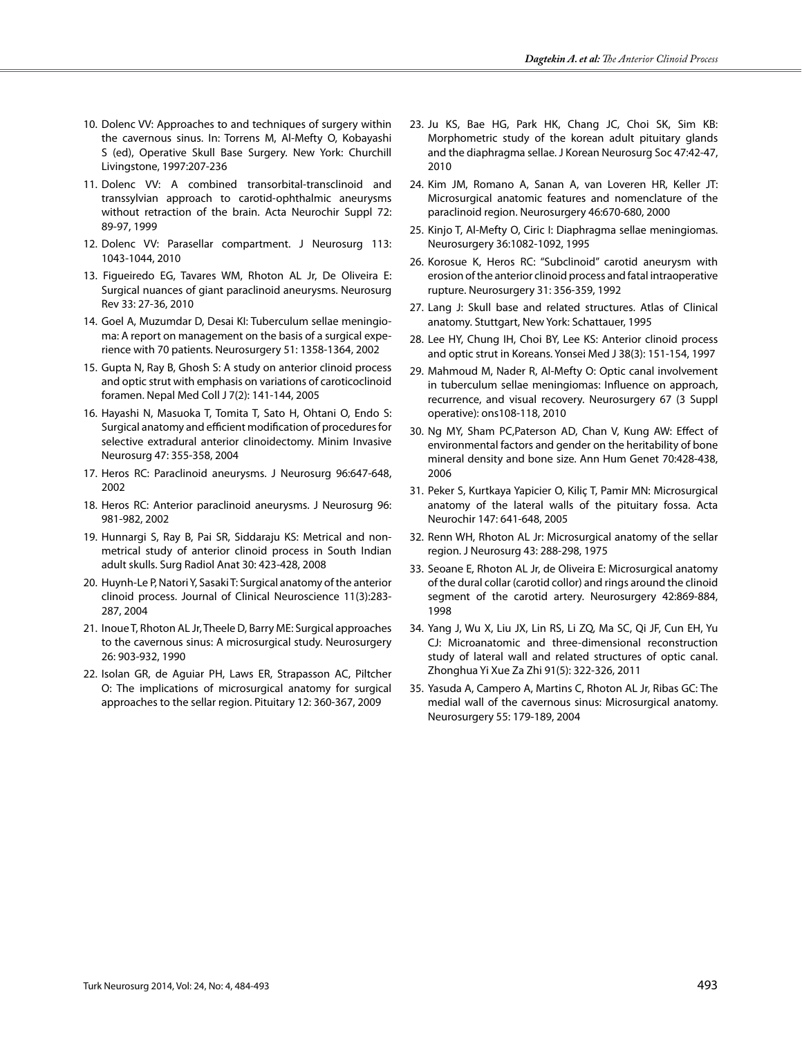10. Dolenc VV: Approaches to and techniques of surgery within the cavernous sinus. In: Torrens M, Al-Mefty O, Kobayashi S (ed), Operative Skull Base Surgery. New York: Churchill Livingstone, 1997:207-236

11. Dolenc VV: A combined transorbital-transclinoid and transsylvian approach to carotid-ophthalmic aneurysms without retraction of the brain. Acta Neurochir Suppl 72: 89-97, 1999

12. Dolenc VV: Parasellar compartment. J Neurosurg 113: 1043-1044, 2010

13. Figueiredo EG, Tavares WM, Rhoton AL Jr, De Oliveira E: Surgical nuances of giant paraclinoid aneurysms. Neurosurg Rev 33: 27-36, 2010

14. Goel A, Muzumdar D, Desai KI: Tuberculum sellae meningioma: A report on management on the basis of a surgical experience with 70 patients. Neurosurgery 51: 1358-1364, 2002

15. Gupta N, Ray B, Ghosh S: A study on anterior clinoid process and optic strut with emphasis on variations of caroticoclinoid foramen. Nepal Med Coll J 7(2): 141-144, 2005

16. Hayashi N, Masuoka T, Tomita T, Sato H, Ohtani O, Endo S: Surgical anatomy and efficient modification of procedures for selective extradural anterior clinoidectomy. Minim Invasive Neurosurg 47: 355-358, 2004

17. Heros RC: Paraclinoid aneurysms. J Neurosurg 96:647-648, 2002

18. Heros RC: Anterior paraclinoid aneurysms. J Neurosurg 96: 981-982, 2002

19. Hunnargi S, Ray B, Pai SR, Siddaraju KS: Metrical and non-metrical study of anterior clinoid process in South Indian adult skulls. Surg Radiol Anat 30: 423-428, 2008

20. Huynh-Le P, Natori Y, Sasaki T: Surgical anatomy of the anterior clinoid process. Journal of Clinical Neuroscience 11(3):283-287, 2004

21. Inoue T, Rhoton AL Jr, Theele D, Barry ME: Surgical approaches to the cavernous sinus: A microsurgical study. Neurosurgery 26: 903-932, 1990

22. Isolan GR, de Aguiar PH, Laws ER, Strapasson AC, Piltcher O: The implications of microsurgical anatomy for surgical approaches to the sellar region. Pituitary 12: 360-367, 2009

23. Ju KS, Bae HG, Park HK, Chang JC, Choi SK, Sim KB: Morphometric study of the korean adult pituitary glands and the diaphragma sellae. J Korean Neurosurg Soc 47:42-47, 2010

24. Kim JM, Romano A, Sanan A, van Loveren HR, Keller JT: Microsurgical anatomic features and nomenclature of the paraclinoid region. Neurosurgery 46:670-680, 2000

25. Kinjo T, Al-Mefty O, Ciric I: Diaphragma sellae meningiomas. Neurosurgery 36:1082-1092, 1995

26. Korosue K, Heros RC: "Subclinoid" carotid aneurysm with erosion of the anterior clinoid process and fatal intraoperative rupture. Neurosurgery 31: 356-359, 1992

27. Lang J: Skull base and related structures. Atlas of Clinical anatomy. Stuttgart, New York: Schattauer, 1995

28. Lee HY, Chung IH, Choi BY, Lee KS: Anterior clinoid process and optic strut in Koreans. Yonsei Med J 38(3): 151-154, 1997

29. Mahmoud M, Nader R, Al-Mefty O: Optic canal involvement in tuberculum sellae meningiomas: Influence on approach, recurrence, and visual recovery. Neurosurgery 67 (3 Suppl operative): ons108-118, 2010

30. Ng MY, Sham PC,Paterson AD, Chan V, Kung AW: Effect of environmental factors and gender on the heritability of bone mineral density and bone size. Ann Hum Genet 70:428-438, 2006

31. Peker S, Kurtkaya Yapicier O, Kiliç T, Pamir MN: Microsurgical anatomy of the lateral walls of the pituitary fossa. Acta Neurochir 147: 641-648, 2005

32. Renn WH, Rhoton AL Jr: Microsurgical anatomy of the sellar region. J Neurosurg 43: 288-298, 1975

33. Seoane E, Rhoton AL Jr, de Oliveira E: Microsurgical anatomy of the dural collar (carotid collor) and rings around the clinoid segment of the carotid artery. Neurosurgery 42:869-884, 1998

34. Yang J, Wu X, Liu JX, Lin RS, Li ZQ, Ma SC, Qi JF, Cun EH, Yu CJ: Microanatomic and three-dimensional reconstruction study of lateral wall and related structures of optic canal. Zhonghua Yi Xue Za Zhi 91(5): 322-326, 2011

35. Yasuda A, Campero A, Martins C, Rhoton AL Jr, Ribas GC: The medial wall of the cavernous sinus: Microsurgical anatomy. Neurosurgery 55: 179-189, 2004